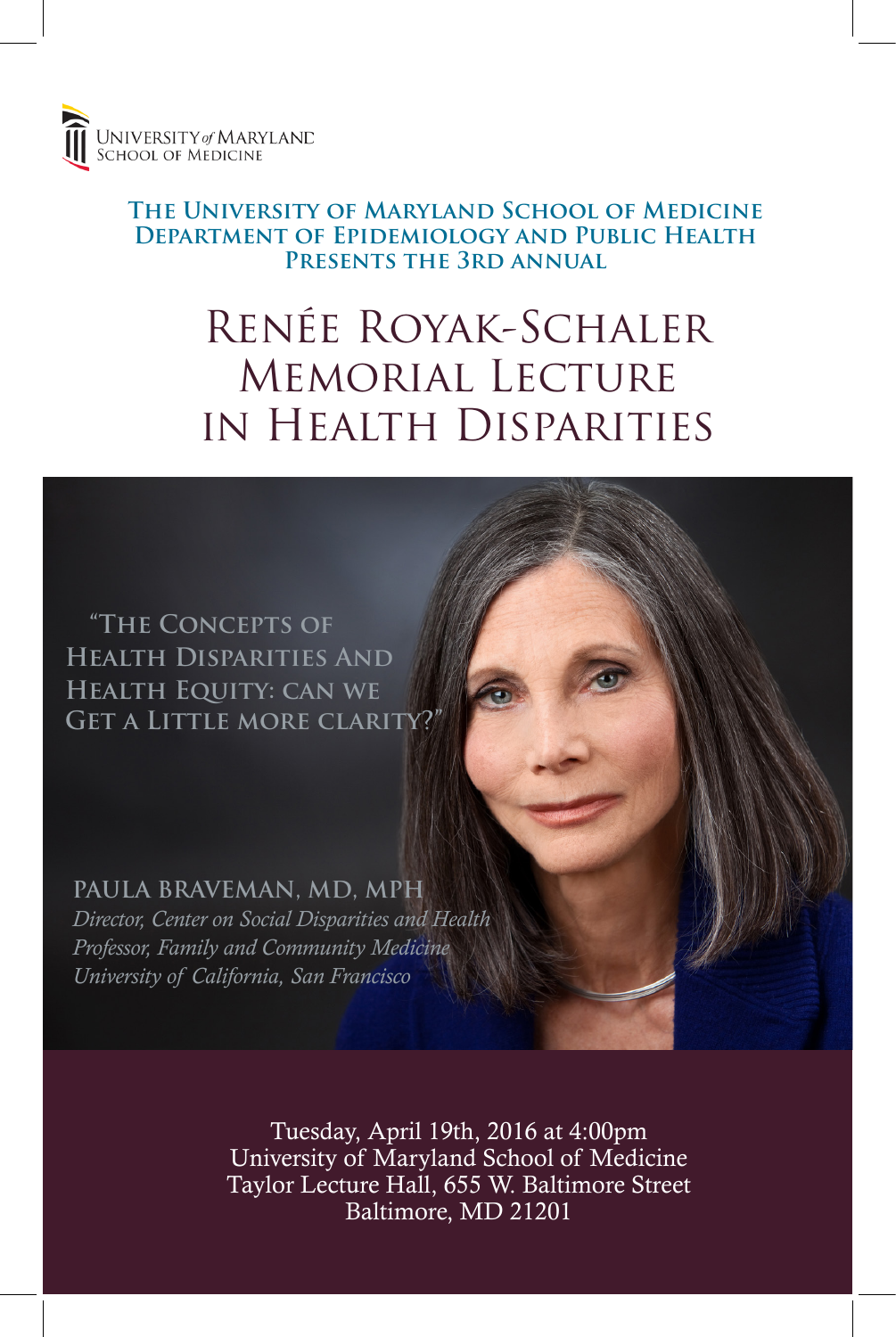University of Maryland
School of Medicine

**The University of Maryland School of Medicine Department of Epidemiology and Public Health Presents the 3rd Annual**

# Renée Royak-Schaler Memorial Lecture in Health Disparities

## "The Concepts of Health Disparities and Health Equity: Can We Get a Little More Clarity?"

**Paula Braveman, MD, MPH**
*Director, Center on Social Disparities and Health*
*Professor, Family and Community Medicine*
*University of California, San Francisco*

Tuesday, April 19th, 2016 at 4:00pm
University of Maryland School of Medicine
Taylor Lecture Hall, 655 W. Baltimore Street
Baltimore, MD 21201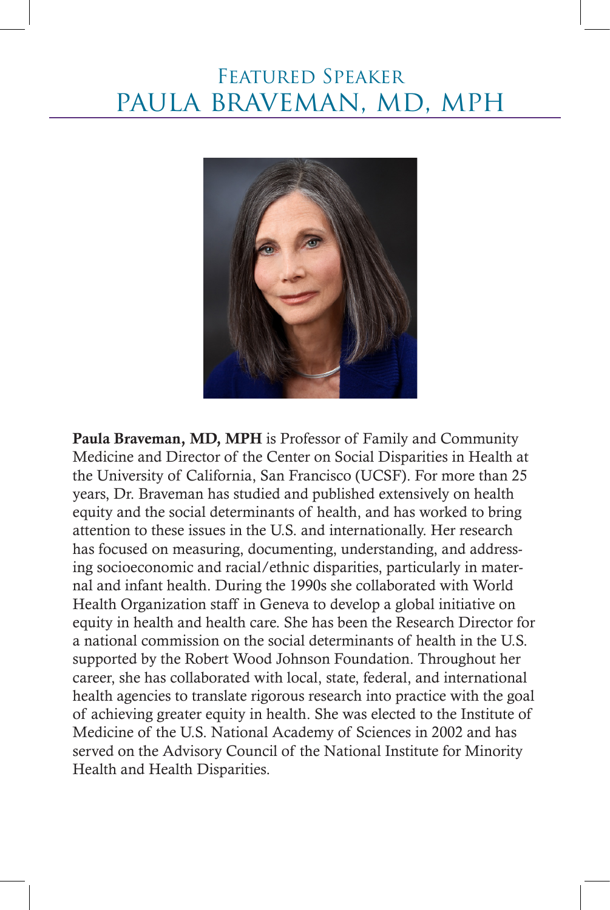# Featured Speaker
## PAULA BRAVEMAN, MD, MPH

**Paula Braveman, MD, MPH** is Professor of Family and Community Medicine and Director of the Center on Social Disparities in Health at the University of California, San Francisco (UCSF). For more than 25 years, Dr. Braveman has studied and published extensively on health equity and the social determinants of health, and has worked to bring attention to these issues in the U.S. and internationally. Her research has focused on measuring, documenting, understanding, and addressing socioeconomic and racial/ethnic disparities, particularly in maternal and infant health. During the 1990s she collaborated with World Health Organization staff in Geneva to develop a global initiative on equity in health and health care. She has been the Research Director for a national commission on the social determinants of health in the U.S. supported by the Robert Wood Johnson Foundation. Throughout her career, she has collaborated with local, state, federal, and international health agencies to translate rigorous research into practice with the goal of achieving greater equity in health. She was elected to the Institute of Medicine of the U.S. National Academy of Sciences in 2002 and has served on the Advisory Council of the National Institute for Minority Health and Health Disparities.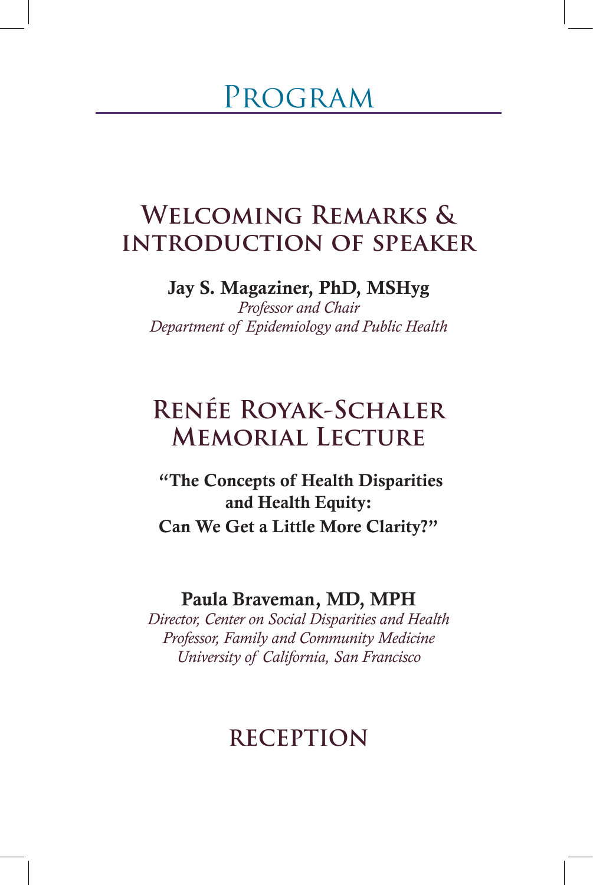# Program

## Welcoming Remarks & introduction of speaker

**Jay S. Magaziner, PhD, MSHyg**
*Professor and Chair*
*Department of Epidemiology and Public Health*

## Renée Royak-Schaler Memorial Lecture

**"The Concepts of Health Disparities and Health Equity: Can We Get a Little More Clarity?"**

**Paula Braveman, MD, MPH**
*Director, Center on Social Disparities and Health*
*Professor, Family and Community Medicine*
*University of California, San Francisco*

## Reception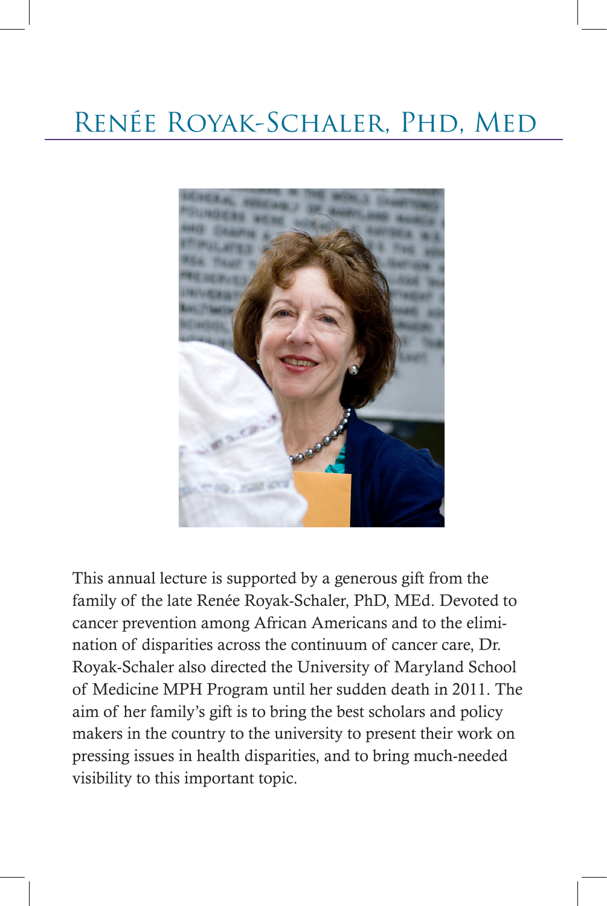# Renée Royak-Schaler, PhD, MEd

This annual lecture is supported by a generous gift from the family of the late Renée Royak-Schaler, PhD, MEd. Devoted to cancer prevention among African Americans and to the elimination of disparities across the continuum of cancer care, Dr. Royak-Schaler also directed the University of Maryland School of Medicine MPH Program until her sudden death in 2011. The aim of her family's gift is to bring the best scholars and policy makers in the country to the university to present their work on pressing issues in health disparities, and to bring much-needed visibility to this important topic.